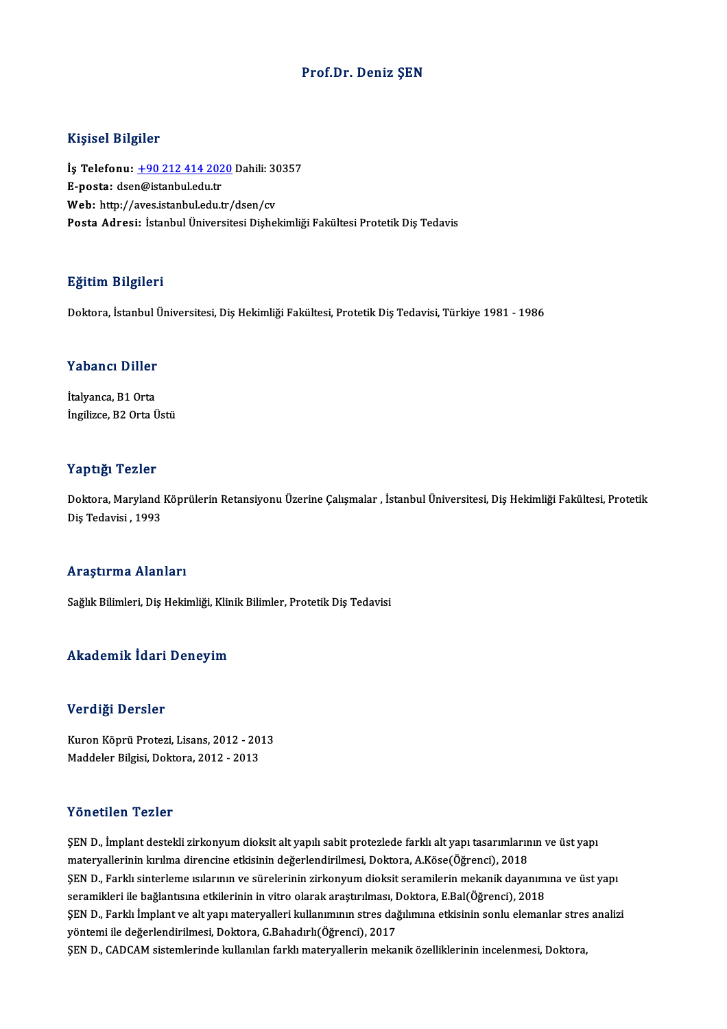# Prof.Dr. Deniz ŞEN

## Kişisel Bilgiler

**İş Telefonu:** +90 212 414 2020 Dahili: 30357
**E-posta:** dsen@istanbul.edu.tr
**Web:** http://aves.istanbul.edu.tr/dsen/cv
**Posta Adresi:** İstanbul Üniversitesi Dişhekimliği Fakültesi Protetik Diş Tedavis

## Eğitim Bilgileri

Doktora, İstanbul Üniversitesi, Diş Hekimliği Fakültesi, Protetik Diş Tedavisi, Türkiye 1981 - 1986

## Yabancı Diller

İtalyanca, B1 Orta
İngilizce, B2 Orta Üstü

## Yaptığı Tezler

Doktora, Maryland Köprülerin Retansiyonu Üzerine Çalışmalar , İstanbul Üniversitesi, Diş Hekimliği Fakültesi, Protetik Diş Tedavisi , 1993

## Araştırma Alanları

Sağlık Bilimleri, Diş Hekimliği, Klinik Bilimler, Protetik Diş Tedavisi

## Akademik İdari Deneyim

## Verdiği Dersler

Kuron Köprü Protezi, Lisans, 2012 - 2013
Maddeler Bilgisi, Doktora, 2012 - 2013

## Yönetilen Tezler

ŞEN D., İmplant destekli zirkonyum dioksit alt yapılı sabit protezlede farklı alt yapı tasarımlarının ve üst yapı materyallerinin kırılma direncine etkisinin değerlendirilmesi, Doktora, A.Köse(Öğrenci), 2018

ŞEN D., Farklı sinterleme ısılarının ve sürelerinin zirkonyum dioksit seramilerin mekanik dayanımına ve üst yapı seramikleri ile bağlantısına etkilerinin in vitro olarak araştırılması, Doktora, E.Bal(Öğrenci), 2018

ŞEN D., Farklı İmplant ve alt yapı materyalleri kullanımının stres dağılımına etkisinin sonlu elemanlar stres analizi yöntemi ile değerlendirilmesi, Doktora, G.Bahadırlı(Öğrenci), 2017

ŞEN D., CADCAM sistemlerinde kullanılan farklı materyallerin mekanik özelliklerinin incelenmesi, Doktora,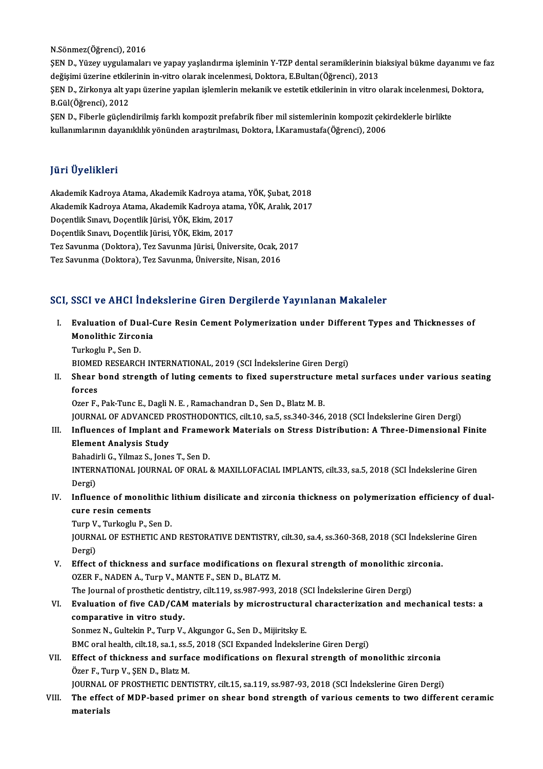N.Sönmez(Öğrenci), 2016

ŞEN D., Yüzey uygulamaları ve yapay yaşlandırma işleminin Y-TZP dental seramiklerinin biaksiyal bükme dayanımı ve faz değişimi üzerine etkilerinin in-vitro olarak incelenmesi, Doktora, E.Bultan(Öğrenci), 2013

ŞEN D., Zirkonya alt yapı üzerine yapılan işlemlerin mekanik ve estetik etkilerinin in vitro olarak incelenmesi, Doktora, B.Gül(Öğrenci), 2012

ŞEN D., Fiberle güçlendirilmiş farklı kompozit prefabrik fiber mil sistemlerinin kompozit çekirdeklerle birlikte kullanımlarının dayanıklılık yönünden araştırılması, Doktora, İ.Karamustafa(Öğrenci), 2006

## Jüri Üyelikleri

Akademik Kadroya Atama, Akademik Kadroya atama, YÖK, Şubat, 2018
Akademik Kadroya Atama, Akademik Kadroya atama, YÖK, Aralık, 2017
Doçentlik Sınavı, Doçentlik Jürisi, YÖK, Ekim, 2017
Doçentlik Sınavı, Doçentlik Jürisi, YÖK, Ekim, 2017
Tez Savunma (Doktora), Tez Savunma Jürisi, Üniversite, Ocak, 2017
Tez Savunma (Doktora), Tez Savunma, Üniversite, Nisan, 2016

## SCI, SSCI ve AHCI İndekslerine Giren Dergilerde Yayınlanan Makaleler

I. **Evaluation of Dual-Cure Resin Cement Polymerization under Different Types and Thicknesses of Monolithic Zirconia**
Turkoglu P., Sen D.
BIOMED RESEARCH INTERNATIONAL, 2019 (SCI İndekslerine Giren Dergi)

II. **Shear bond strength of luting cements to fixed superstructure metal surfaces under various seating forces**
Ozer F., Pak-Tunc E., Dagli N. E. , Ramachandran D., Sen D., Blatz M. B.
JOURNAL OF ADVANCED PROSTHODONTICS, cilt.10, sa.5, ss.340-346, 2018 (SCI İndekslerine Giren Dergi)

III. **Influences of Implant and Framework Materials on Stress Distribution: A Three-Dimensional Finite Element Analysis Study**
Bahadirli G., Yilmaz S., Jones T., Sen D.
INTERNATIONAL JOURNAL OF ORAL & MAXILLOFACIAL IMPLANTS, cilt.33, sa.5, 2018 (SCI İndekslerine Giren Dergi)

IV. **Influence of monolithic lithium disilicate and zirconia thickness on polymerization efficiency of dual-cure resin cements**
Turp V., Turkoglu P., Sen D.
JOURNAL OF ESTHETIC AND RESTORATIVE DENTISTRY, cilt.30, sa.4, ss.360-368, 2018 (SCI İndekslerine Giren Dergi)

V. **Effect of thickness and surface modifications on flexural strength of monolithic zirconia.**
OZER F., NADEN A., Turp V., MANTE F., SEN D., BLATZ M.
The Journal of prosthetic dentistry, cilt.119, ss.987-993, 2018 (SCI İndekslerine Giren Dergi)

VI. **Evaluation of five CAD/CAM materials by microstructural characterization and mechanical tests: a comparative in vitro study.**
Sonmez N., Gultekin P., Turp V., Akgungor G., Sen D., Mijiritsky E.
BMC oral health, cilt.18, sa.1, ss.5, 2018 (SCI Expanded İndekslerine Giren Dergi)

VII. **Effect of thickness and surface modifications on flexural strength of monolithic zirconia**
Özer F., Turp V., ŞEN D., Blatz M.
JOURNAL OF PROSTHETIC DENTISTRY, cilt.15, sa.119, ss.987-93, 2018 (SCI İndekslerine Giren Dergi)

VIII. **The effect of MDP-based primer on shear bond strength of various cements to two different ceramic materials**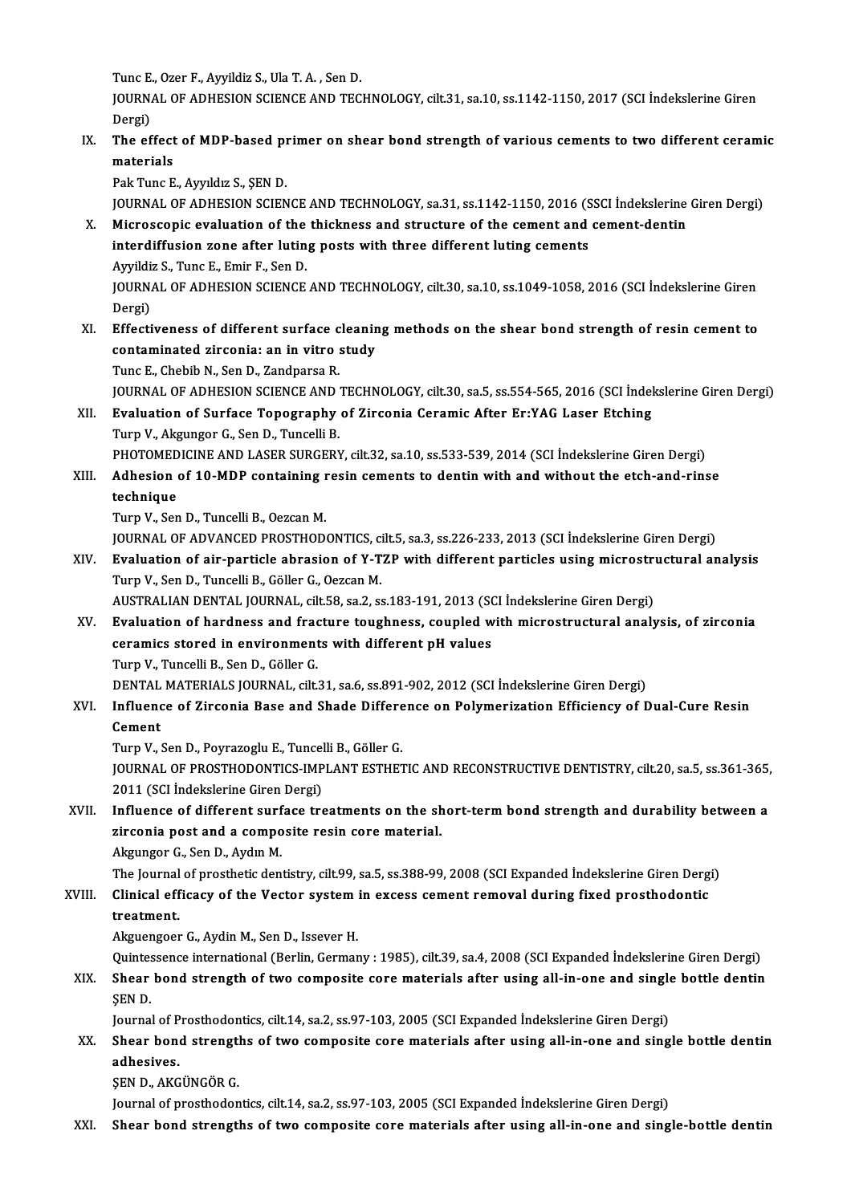Tunc E., Ozer F., Ayyildiz S., Ula T. A. , Sen D.
JOURNAL OF ADHESION SCIENCE AND TECHNOLOGY, cilt.31, sa.10, ss.1142-1150, 2017 (SCI İndekslerine Giren Dergi)

IX. **The effect of MDP-based primer on shear bond strength of various cements to two different ceramic materials**
Pak Tunc E., Ayyıldız S., ŞEN D.
JOURNAL OF ADHESION SCIENCE AND TECHNOLOGY, sa.31, ss.1142-1150, 2016 (SSCI İndekslerine Giren Dergi)

X. **Microscopic evaluation of the thickness and structure of the cement and cement-dentin interdiffusion zone after luting posts with three different luting cements**
Ayyildiz S., Tunc E., Emir F., Sen D.
JOURNAL OF ADHESION SCIENCE AND TECHNOLOGY, cilt.30, sa.10, ss.1049-1058, 2016 (SCI İndekslerine Giren Dergi)

XI. **Effectiveness of different surface cleaning methods on the shear bond strength of resin cement to contaminated zirconia: an in vitro study**
Tunc E., Chebib N., Sen D., Zandparsa R.
JOURNAL OF ADHESION SCIENCE AND TECHNOLOGY, cilt.30, sa.5, ss.554-565, 2016 (SCI İndekslerine Giren Dergi)

XII. **Evaluation of Surface Topography of Zirconia Ceramic After Er:YAG Laser Etching**
Turp V., Akgungor G., Sen D., Tuncelli B.
PHOTOMEDICINE AND LASER SURGERY, cilt.32, sa.10, ss.533-539, 2014 (SCI İndekslerine Giren Dergi)

XIII. **Adhesion of 10-MDP containing resin cements to dentin with and without the etch-and-rinse technique**
Turp V., Sen D., Tuncelli B., Oezcan M.
JOURNAL OF ADVANCED PROSTHODONTICS, cilt.5, sa.3, ss.226-233, 2013 (SCI İndekslerine Giren Dergi)

XIV. **Evaluation of air-particle abrasion of Y-TZP with different particles using microstructural analysis**
Turp V., Sen D., Tuncelli B., Göller G., Oezcan M.
AUSTRALIAN DENTAL JOURNAL, cilt.58, sa.2, ss.183-191, 2013 (SCI İndekslerine Giren Dergi)

XV. **Evaluation of hardness and fracture toughness, coupled with microstructural analysis, of zirconia ceramics stored in environments with different pH values**
Turp V., Tuncelli B., Sen D., Göller G.
DENTAL MATERIALS JOURNAL, cilt.31, sa.6, ss.891-902, 2012 (SCI İndekslerine Giren Dergi)

XVI. **Influence of Zirconia Base and Shade Difference on Polymerization Efficiency of Dual-Cure Resin Cement**
Turp V., Sen D., Poyrazoglu E., Tuncelli B., Göller G.
JOURNAL OF PROSTHODONTICS-IMPLANT ESTHETIC AND RECONSTRUCTIVE DENTISTRY, cilt.20, sa.5, ss.361-365, 2011 (SCI İndekslerine Giren Dergi)

XVII. **Influence of different surface treatments on the short-term bond strength and durability between a zirconia post and a composite resin core material.**
Akgungor G., Sen D., Aydın M.
The Journal of prosthetic dentistry, cilt.99, sa.5, ss.388-99, 2008 (SCI Expanded İndekslerine Giren Dergi)

XVIII. **Clinical efficacy of the Vector system in excess cement removal during fixed prosthodontic treatment.**
Akguengoer G., Aydin M., Sen D., Issever H.
Quintessence international (Berlin, Germany : 1985), cilt.39, sa.4, 2008 (SCI Expanded İndekslerine Giren Dergi)

XIX. **Shear bond strength of two composite core materials after using all-in-one and single bottle dentin**
ŞEN D.
Journal of Prosthodontics, cilt.14, sa.2, ss.97-103, 2005 (SCI Expanded İndekslerine Giren Dergi)

XX. **Shear bond strengths of two composite core materials after using all-in-one and single bottle dentin adhesives.**
ŞEN D., AKGÜNGÖR G.
Journal of prosthodontics, cilt.14, sa.2, ss.97-103, 2005 (SCI Expanded İndekslerine Giren Dergi)

XXI. **Shear bond strengths of two composite core materials after using all-in-one and single-bottle dentin**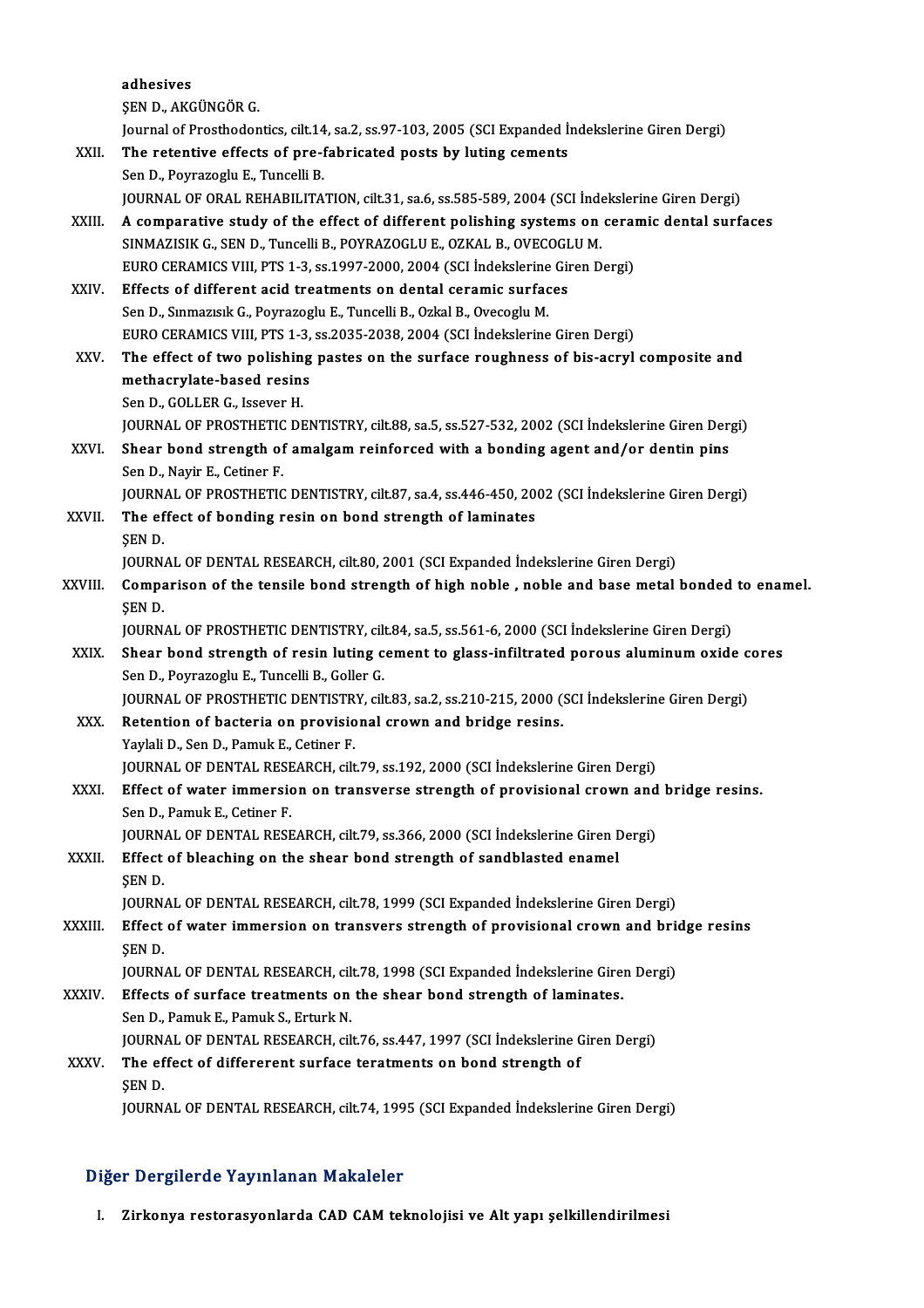adhesives
ŞEN D., AKGÜNGÖR G.
Journal of Prosthodontics, cilt.14, sa.2, ss.97-103, 2005 (SCI Expanded İndekslerine Giren Dergi)

XXII. **The retentive effects of pre-fabricated posts by luting cements**
Sen D., Poyrazoglu E., Tuncelli B.
JOURNAL OF ORAL REHABILITATION, cilt.31, sa.6, ss.585-589, 2004 (SCI İndekslerine Giren Dergi)

XXIII. **A comparative study of the effect of different polishing systems on ceramic dental surfaces**
SINMAZISIK G., SEN D., Tuncelli B., POYRAZOGLU E., OZKAL B., OVECOGLU M.
EURO CERAMICS VIII, PTS 1-3, ss.1997-2000, 2004 (SCI İndekslerine Giren Dergi)

XXIV. **Effects of different acid treatments on dental ceramic surfaces**
Sen D., Sınmazısık G., Poyrazoglu E., Tuncelli B., Ozkal B., Ovecoglu M.
EURO CERAMICS VIII, PTS 1-3, ss.2035-2038, 2004 (SCI İndekslerine Giren Dergi)

XXV. **The effect of two polishing pastes on the surface roughness of bis-acryl composite and methacrylate-based resins**
Sen D., GOLLER G., Issever H.
JOURNAL OF PROSTHETIC DENTISTRY, cilt.88, sa.5, ss.527-532, 2002 (SCI İndekslerine Giren Dergi)

XXVI. **Shear bond strength of amalgam reinforced with a bonding agent and/or dentin pins**
Sen D., Nayir E., Cetiner F.
JOURNAL OF PROSTHETIC DENTISTRY, cilt.87, sa.4, ss.446-450, 2002 (SCI İndekslerine Giren Dergi)

XXVII. **The effect of bonding resin on bond strength of laminates**
ŞEN D.
JOURNAL OF DENTAL RESEARCH, cilt.80, 2001 (SCI Expanded İndekslerine Giren Dergi)

XXVIII. **Comparison of the tensile bond strength of high noble , noble and base metal bonded to enamel.**
ŞEN D.
JOURNAL OF PROSTHETIC DENTISTRY, cilt.84, sa.5, ss.561-6, 2000 (SCI İndekslerine Giren Dergi)

XXIX. **Shear bond strength of resin luting cement to glass-infiltrated porous aluminum oxide cores**
Sen D., Poyrazoglu E., Tuncelli B., Goller G.
JOURNAL OF PROSTHETIC DENTISTRY, cilt.83, sa.2, ss.210-215, 2000 (SCI İndekslerine Giren Dergi)

XXX. **Retention of bacteria on provisional crown and bridge resins.**
Yaylali D., Sen D., Pamuk E., Cetiner F.
JOURNAL OF DENTAL RESEARCH, cilt.79, ss.192, 2000 (SCI İndekslerine Giren Dergi)

XXXI. **Effect of water immersion on transverse strength of provisional crown and bridge resins.**
Sen D., Pamuk E., Cetiner F.
JOURNAL OF DENTAL RESEARCH, cilt.79, ss.366, 2000 (SCI İndekslerine Giren Dergi)

XXXII. **Effect of bleaching on the shear bond strength of sandblasted enamel**
ŞEN D.
JOURNAL OF DENTAL RESEARCH, cilt.78, 1999 (SCI Expanded İndekslerine Giren Dergi)

XXXIII. **Effect of water immersion on transvers strength of provisional crown and bridge resins**
ŞEN D.
JOURNAL OF DENTAL RESEARCH, cilt.78, 1998 (SCI Expanded İndekslerine Giren Dergi)

XXXIV. **Effects of surface treatments on the shear bond strength of laminates.**
Sen D., Pamuk E., Pamuk S., Erturk N.
JOURNAL OF DENTAL RESEARCH, cilt.76, ss.447, 1997 (SCI İndekslerine Giren Dergi)

XXXV. **The effect of differerent surface teratments on bond strength of**
ŞEN D.
JOURNAL OF DENTAL RESEARCH, cilt.74, 1995 (SCI Expanded İndekslerine Giren Dergi)

## Diğer Dergilerde Yayınlanan Makaleler

I. **Zirkonya restorasyonlarda CAD CAM teknolojisi ve Alt yapı şelkillendirilmesi**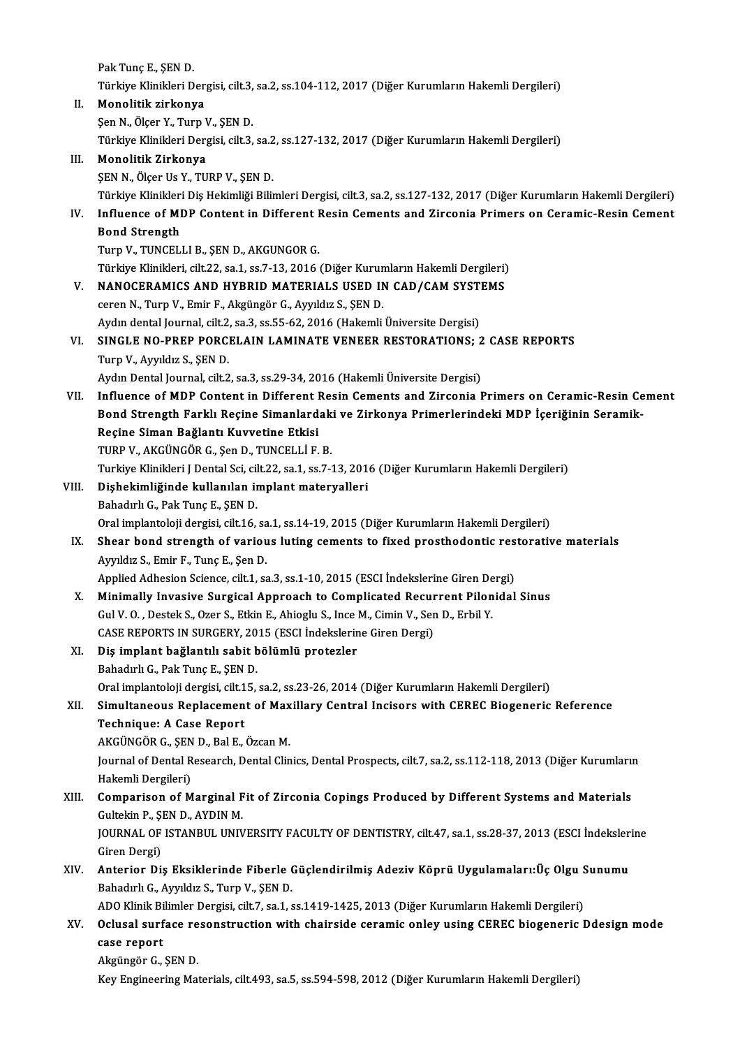Pak Tunç E., ŞEN D.
Türkiye Klinikleri Dergisi, cilt.3, sa.2, ss.104-112, 2017 (Diğer Kurumların Hakemli Dergileri)

II. **Monolitik zirkonya**
Şen N., Ölçer Y., Turp V., ŞEN D.
Türkiye Klinikleri Dergisi, cilt.3, sa.2, ss.127-132, 2017 (Diğer Kurumların Hakemli Dergileri)

III. **Monolitik Zirkonya**
ŞEN N., Ölçer Us Y., TURP V., ŞEN D.
Türkiye Klinikleri Diş Hekimliği Bilimleri Dergisi, cilt.3, sa.2, ss.127-132, 2017 (Diğer Kurumların Hakemli Dergileri)

IV. **Influence of MDP Content in Different Resin Cements and Zirconia Primers on Ceramic-Resin Cement Bond Strength**
Turp V., TUNCELLI B., ŞEN D., AKGUNGOR G.
Türkiye Klinikleri, cilt.22, sa.1, ss.7-13, 2016 (Diğer Kurumların Hakemli Dergileri)

V. **NANOCERAMICS AND HYBRID MATERIALS USED IN CAD/CAM SYSTEMS**
ceren N., Turp V., Emir F., Akgüngör G., Ayyıldız S., ŞEN D.
Aydın dental Journal, cilt.2, sa.3, ss.55-62, 2016 (Hakemli Üniversite Dergisi)

VI. **SINGLE NO-PREP PORCELAIN LAMINATE VENEER RESTORATIONS; 2 CASE REPORTS**
Turp V., Ayyıldız S., ŞEN D.
Aydın Dental Journal, cilt.2, sa.3, ss.29-34, 2016 (Hakemli Üniversite Dergisi)

VII. **Influence of MDP Content in Different Resin Cements and Zirconia Primers on Ceramic-Resin Cement Bond Strength Farklı Reçine Simanlardaki ve Zirkonya Primerlerindeki MDP İçeriğinin Seramik-Reçine Siman Bağlantı Kuvvetine Etkisi**
TURP V., AKGÜNGÖR G., Şen D., TUNCELLİ F. B.
Turkiye Klinikleri J Dental Sci, cilt.22, sa.1, ss.7-13, 2016 (Diğer Kurumların Hakemli Dergileri)

VIII. **Dişhekimliğinde kullanılan implant materyalleri**
Bahadırlı G., Pak Tunç E., ŞEN D.
Oral implantoloji dergisi, cilt.16, sa.1, ss.14-19, 2015 (Diğer Kurumların Hakemli Dergileri)

IX. **Shear bond strength of various luting cements to fixed prosthodontic restorative materials**
Ayyıldız S., Emir F., Tunç E., Şen D.
Applied Adhesion Science, cilt.1, sa.3, ss.1-10, 2015 (ESCI İndekslerine Giren Dergi)

X. **Minimally Invasive Surgical Approach to Complicated Recurrent Pilonidal Sinus**
Gul V. O. , Destek S., Ozer S., Etkin E., Ahioglu S., Ince M., Cimin V., Sen D., Erbil Y.
CASE REPORTS IN SURGERY, 2015 (ESCI İndekslerine Giren Dergi)

XI. **Diş implant bağlantılı sabit bölümlü protezler**
Bahadırlı G., Pak Tunç E., ŞEN D.
Oral implantoloji dergisi, cilt.15, sa.2, ss.23-26, 2014 (Diğer Kurumların Hakemli Dergileri)

XII. **Simultaneous Replacement of Maxillary Central Incisors with CEREC Biogeneric Reference Technique: A Case Report**
AKGÜNGÖR G., ŞEN D., Bal E., Özcan M.
Journal of Dental Research, Dental Clinics, Dental Prospects, cilt.7, sa.2, ss.112-118, 2013 (Diğer Kurumların Hakemli Dergileri)

XIII. **Comparison of Marginal Fit of Zirconia Copings Produced by Different Systems and Materials**
Gultekin P., ŞEN D., AYDIN M.
JOURNAL OF ISTANBUL UNIVERSITY FACULTY OF DENTISTRY, cilt.47, sa.1, ss.28-37, 2013 (ESCI İndekslerine Giren Dergi)

XIV. **Anterior Diş Eksiklerinde Fiberle Güçlendirilmiş Adeziv Köprü Uygulamaları:Üç Olgu Sunumu**
Bahadırlı G., Ayyıldız S., Turp V., ŞEN D.
ADO Klinik Bilimler Dergisi, cilt.7, sa.1, ss.1419-1425, 2013 (Diğer Kurumların Hakemli Dergileri)

XV. **Oclusal surface resonstruction with chairside ceramic onley using CEREC biogeneric Ddesign mode case report**
Akgüngör G., ŞEN D.
Key Engineering Materials, cilt.493, sa.5, ss.594-598, 2012 (Diğer Kurumların Hakemli Dergileri)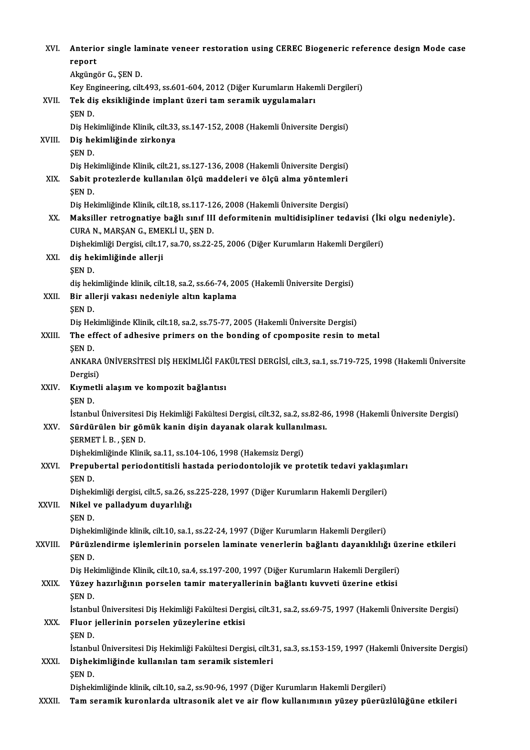XVI. **Anterior single laminate veneer restoration using CEREC Biogeneric reference design Mode case report**
Akgüngör G., ŞEN D.
Key Engineering, cilt.493, ss.601-604, 2012 (Diğer Kurumların Hakemli Dergileri)

XVII. **Tek diş eksikliğinde implant üzeri tam seramik uygulamaları**
ŞEN D.
Diş Hekimliğinde Klinik, cilt.33, ss.147-152, 2008 (Hakemli Üniversite Dergisi)

XVIII. **Diş hekimliğinde zirkonya**
ŞEN D.
Diş Hekimliğinde Klinik, cilt.21, ss.127-136, 2008 (Hakemli Üniversite Dergisi)

XIX. **Sabit protezlerde kullanılan ölçü maddeleri ve ölçü alma yöntemleri**
ŞEN D.
Diş Hekimliğinde Klinik, cilt.18, ss.117-126, 2008 (Hakemli Üniversite Dergisi)

XX. **Maksiller retrognatiye bağlı sınıf III deformitenin multidisipliner tedavisi (İki olgu nedeniyle).**
CURA N., MARŞAN G., EMEKLİ U., ŞEN D.
Dişhekimliği Dergisi, cilt.17, sa.70, ss.22-25, 2006 (Diğer Kurumların Hakemli Dergileri)

XXI. **diş hekimliğinde allerji**
ŞEN D.
diş hekimliğinde klinik, cilt.18, sa.2, ss.66-74, 2005 (Hakemli Üniversite Dergisi)

XXII. **Bir allerji vakası nedeniyle altın kaplama**
ŞEN D.
Diş Hekimliğinde Klinik, cilt.18, sa.2, ss.75-77, 2005 (Hakemli Üniversite Dergisi)

XXIII. **The effect of adhesive primers on the bonding of cpomposite resin to metal**
ŞEN D.
ANKARA ÜNİVERSİTESİ DİŞ HEKİMLİĞİ FAKÜLTESİ DERGİSİ, cilt.3, sa.1, ss.719-725, 1998 (Hakemli Üniversite Dergisi)

XXIV. **Kıymetli alaşım ve kompozit bağlantısı**
ŞEN D.
İstanbul Üniversitesi Diş Hekimliği Fakültesi Dergisi, cilt.32, sa.2, ss.82-86, 1998 (Hakemli Üniversite Dergisi)

XXV. **Sürdürülen bir gömük kanin dişin dayanak olarak kullanılması.**
ŞERMET İ. B. , ŞEN D.
Dişhekimliğinde Klinik, sa.11, ss.104-106, 1998 (Hakemsiz Dergi)

XXVI. **Prepubertal periodontitisli hastada periodontolojik ve protetik tedavi yaklaşımları**
ŞEN D.
Dişhekimliği dergisi, cilt.5, sa.26, ss.225-228, 1997 (Diğer Kurumların Hakemli Dergileri)

XXVII. **Nikel ve palladyum duyarlılığı**
ŞEN D.
Dişhekimliğinde klinik, cilt.10, sa.1, ss.22-24, 1997 (Diğer Kurumların Hakemli Dergileri)

XXVIII. **Pürüzlendirme işlemlerinin porselen laminate venerlerin bağlantı dayanıklılığı üzerine etkileri**
ŞEN D.
Diş Hekimliğinde Klinik, cilt.10, sa.4, ss.197-200, 1997 (Diğer Kurumların Hakemli Dergileri)

XXIX. **Yüzey hazırlığının porselen tamir materyallerinin bağlantı kuvveti üzerine etkisi**
ŞEN D.
İstanbul Üniversitesi Diş Hekimliği Fakültesi Dergisi, cilt.31, sa.2, ss.69-75, 1997 (Hakemli Üniversite Dergisi)

XXX. **Fluor jellerinin porselen yüzeylerine etkisi**
ŞEN D.
İstanbul Üniversitesi Diş Hekimliği Fakültesi Dergisi, cilt.31, sa.3, ss.153-159, 1997 (Hakemli Üniversite Dergisi)

XXXI. **Dişhekimliğinde kullanılan tam seramik sistemleri**
ŞEN D.
Dişhekimliğinde klinik, cilt.10, sa.2, ss.90-96, 1997 (Diğer Kurumların Hakemli Dergileri)

XXXII. **Tam seramik kuronlarda ultrasonik alet ve air flow kullanımının yüzey püerüzlülüğüne etkileri**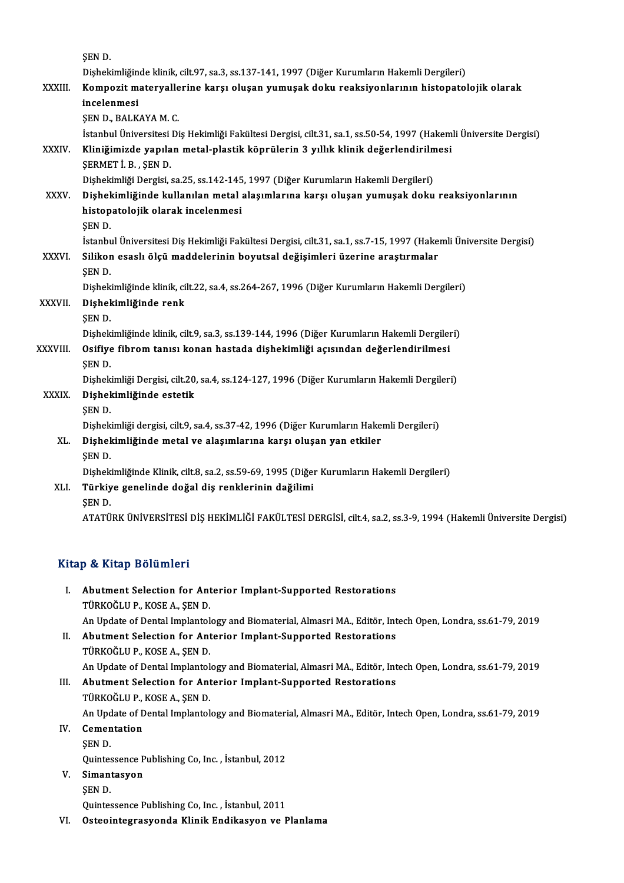ŞEN D.
Dişhekimliğinde klinik, cilt.97, sa.3, ss.137-141, 1997 (Diğer Kurumların Hakemli Dergileri)

XXXIII. **Kompozit materyallerine karşı oluşan yumuşak doku reaksiyonlarının histopatolojik olarak incelenmesi**
ŞEN D., BALKAYA M. C.
İstanbul Üniversitesi Diş Hekimliği Fakültesi Dergisi, cilt.31, sa.1, ss.50-54, 1997 (Hakemli Üniversite Dergisi)

XXXIV. **Kliniğimizde yapılan metal-plastik köprülerin 3 yıllık klinik değerlendirilmesi**
ŞERMET İ. B. , ŞEN D.
Dişhekimliği Dergisi, sa.25, ss.142-145, 1997 (Diğer Kurumların Hakemli Dergileri)

XXXV. **Dişhekimliğinde kullanılan metal alaşımlarına karşı oluşan yumuşak doku reaksiyonlarının histopatolojik olarak incelenmesi**
ŞEN D.
İstanbul Üniversitesi Diş Hekimliği Fakültesi Dergisi, cilt.31, sa.1, ss.7-15, 1997 (Hakemli Üniversite Dergisi)

XXXVI. **Silikon esaslı ölçü maddelerinin boyutsal değişimleri üzerine araştırmalar**
ŞEN D.
Dişhekimliğinde klinik, cilt.22, sa.4, ss.264-267, 1996 (Diğer Kurumların Hakemli Dergileri)

XXXVII. **Dişhekimliğinde renk**
ŞEN D.
Dişhekimliğinde klinik, cilt.9, sa.3, ss.139-144, 1996 (Diğer Kurumların Hakemli Dergileri)

XXXVIII. **Osifiye fibrom tanısı konan hastada dişhekimliği açısından değerlendirilmesi**
ŞEN D.
Dişhekimliği Dergisi, cilt.20, sa.4, ss.124-127, 1996 (Diğer Kurumların Hakemli Dergileri)

XXXIX. **Dişhekimliğinde estetik**
ŞEN D.
Dişhekimliği dergisi, cilt.9, sa.4, ss.37-42, 1996 (Diğer Kurumların Hakemli Dergileri)

XL. **Dişhekimliğinde metal ve alaşımlarına karşı oluşan yan etkiler**
ŞEN D.
Dişhekimliğinde Klinik, cilt.8, sa.2, ss.59-69, 1995 (Diğer Kurumların Hakemli Dergileri)

XLI. **Türkiye genelinde doğal diş renklerinin dağilimi**
ŞEN D.
ATATÜRK ÜNİVERSİTESİ DİŞ HEKİMLİĞİ FAKÜLTESİ DERGİSİ, cilt.4, sa.2, ss.3-9, 1994 (Hakemli Üniversite Dergisi)

## Kitap & Kitap Bölümleri

I. **Abutment Selection for Anterior Implant-Supported Restorations**
TÜRKOĞLU P., KOSE A., ŞEN D.
An Update of Dental Implantology and Biomaterial, Almasri MA., Editör, Intech Open, Londra, ss.61-79, 2019

II. **Abutment Selection for Anterior Implant-Supported Restorations**
TÜRKOĞLU P., KOSE A., ŞEN D.
An Update of Dental Implantology and Biomaterial, Almasri MA., Editör, Intech Open, Londra, ss.61-79, 2019

III. **Abutment Selection for Anterior Implant-Supported Restorations**
TÜRKOĞLU P., KOSE A., ŞEN D.
An Update of Dental Implantology and Biomaterial, Almasri MA., Editör, Intech Open, Londra, ss.61-79, 2019

IV. **Cementation**
ŞEN D.
Quintessence Publishing Co, Inc. , İstanbul, 2012

V. **Simantasyon**
ŞEN D.
Quintessence Publishing Co, Inc. , İstanbul, 2011

VI. **Osteointegrasyonda Klinik Endikasyon ve Planlama**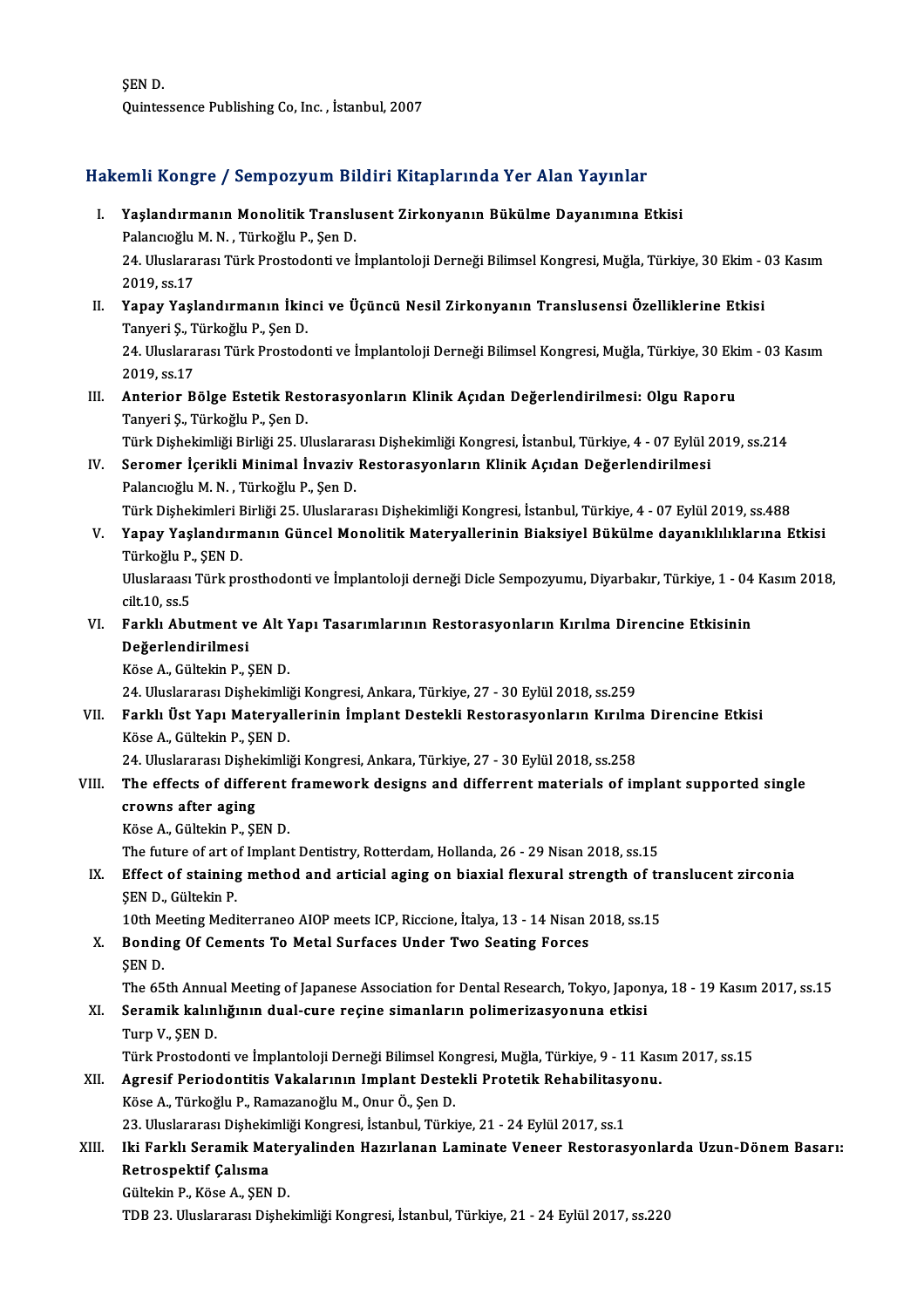ŞEN D.
Quintessence Publishing Co, Inc. , İstanbul, 2007

## Hakemli Kongre / Sempozyum Bildiri Kitaplarında Yer Alan Yayınlar

I. **Yaşlandırmanın Monolitik Translusent Zirkonyanın Bükülme Dayanımına Etkisi**
Palancıoğlu M. N. , Türkoğlu P., Şen D.
24. Uluslararası Türk Prostodonti ve İmplantoloji Derneği Bilimsel Kongresi, Muğla, Türkiye, 30 Ekim - 03 Kasım 2019, ss.17

II. **Yapay Yaşlandırmanın İkinci ve Üçüncü Nesil Zirkonyanın Translusensi Özelliklerine Etkisi**
Tanyeri Ş., Türkoğlu P., Şen D.
24. Uluslararası Türk Prostodonti ve İmplantoloji Derneği Bilimsel Kongresi, Muğla, Türkiye, 30 Ekim - 03 Kasım 2019, ss.17

III. **Anterior Bölge Estetik Restorasyonların Klinik Açıdan Değerlendirilmesi: Olgu Raporu**
Tanyeri Ş., Türkoğlu P., Şen D.
Türk Dişhekimliği Birliği 25. Uluslararası Dişhekimliği Kongresi, İstanbul, Türkiye, 4 - 07 Eylül 2019, ss.214

IV. **Seromer İçerikli Minimal İnvaziv Restorasyonların Klinik Açıdan Değerlendirilmesi**
Palancıoğlu M. N. , Türkoğlu P., Şen D.
Türk Dişhekimleri Birliği 25. Uluslararası Dişhekimliği Kongresi, İstanbul, Türkiye, 4 - 07 Eylül 2019, ss.488

V. **Yapay Yaşlandırmanın Güncel Monolitik Materyallerinin Biaksiyel Bükülme dayanıklılıklarına Etkisi**
Türkoğlu P., ŞEN D.
Uluslaraası Türk prosthodonti ve İmplantoloji derneği Dicle Sempozyumu, Diyarbakır, Türkiye, 1 - 04 Kasım 2018, cilt.10, ss.5

VI. **Farklı Abutment ve Alt Yapı Tasarımlarının Restorasyonların Kırılma Direncine Etkisinin Değerlendirilmesi**
Köse A., Gültekin P., ŞEN D.
24. Uluslararası Dişhekimliği Kongresi, Ankara, Türkiye, 27 - 30 Eylül 2018, ss.259

VII. **Farklı Üst Yapı Materyallerinin İmplant Destekli Restorasyonların Kırılma Direncine Etkisi**
Köse A., Gültekin P., ŞEN D.
24. Uluslararası Dişhekimliği Kongresi, Ankara, Türkiye, 27 - 30 Eylül 2018, ss.258

VIII. **The effects of different framework designs and differrent materials of implant supported single crowns after aging**
Köse A., Gültekin P., ŞEN D.
The future of art of Implant Dentistry, Rotterdam, Hollanda, 26 - 29 Nisan 2018, ss.15

IX. **Effect of staining method and articial aging on biaxial flexural strength of translucent zirconia**
ŞEN D., Gültekin P.
10th Meeting Mediterraneo AIOP meets ICP, Riccione, İtalya, 13 - 14 Nisan 2018, ss.15

X. **Bonding Of Cements To Metal Surfaces Under Two Seating Forces**
ŞEN D.
The 65th Annual Meeting of Japanese Association for Dental Research, Tokyo, Japonya, 18 - 19 Kasım 2017, ss.15

XI. **Seramik kalınlığının dual-cure reçine simanların polimerizasyonuna etkisi**
Turp V., ŞEN D.
Türk Prostodonti ve İmplantoloji Derneği Bilimsel Kongresi, Muğla, Türkiye, 9 - 11 Kasım 2017, ss.15

XII. **Agresif Periodontitis Vakalarının Implant Destekli Protetik Rehabilitasyonu.**
Köse A., Türkoğlu P., Ramazanoğlu M., Onur Ö., Şen D.
23. Uluslararası Dişhekimliği Kongresi, İstanbul, Türkiye, 21 - 24 Eylül 2017, ss.1

XIII. **Iki Farklı Seramik Materyalinden Hazırlanan Laminate Veneer Restorasyonlarda Uzun-Dönem Basarı: Retrospektif Çalısma**
Gültekin P., Köse A., ŞEN D.
TDB 23. Uluslararası Dişhekimliği Kongresi, İstanbul, Türkiye, 21 - 24 Eylül 2017, ss.220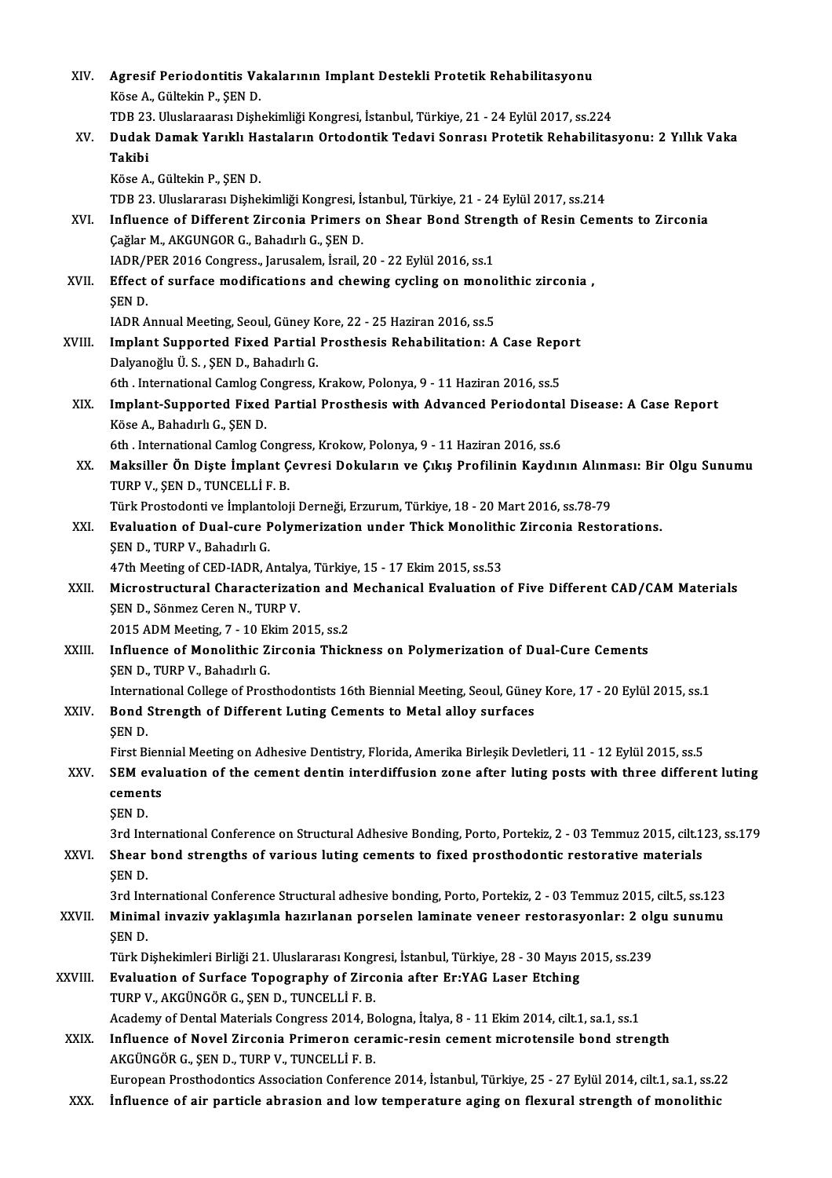XIV. **Agresif Periodontitis Vakalarının Implant Destekli Protetik Rehabilitasyonu**
Köse A., Gültekin P., ŞEN D.
TDB 23. Uluslaraarası Dişhekimliği Kongresi, İstanbul, Türkiye, 21 - 24 Eylül 2017, ss.224

XV. **Dudak Damak Yarıklı Hastaların Ortodontik Tedavi Sonrası Protetik Rehabilitasyonu: 2 Yıllık Vaka Takibi**
Köse A., Gültekin P., ŞEN D.
TDB 23. Uluslararası Dişhekimliği Kongresi, İstanbul, Türkiye, 21 - 24 Eylül 2017, ss.214

XVI. **Influence of Different Zirconia Primers on Shear Bond Strength of Resin Cements to Zirconia**
Çağlar M., AKGUNGOR G., Bahadırlı G., ŞEN D.
IADR/PER 2016 Congress., Jarusalem, İsrail, 20 - 22 Eylül 2016, ss.1

XVII. **Effect of surface modifications and chewing cycling on monolithic zirconia ,**
ŞEN D.
IADR Annual Meeting, Seoul, Güney Kore, 22 - 25 Haziran 2016, ss.5

XVIII. **Implant Supported Fixed Partial Prosthesis Rehabilitation: A Case Report**
Dalyanoğlu Ü. S. , ŞEN D., Bahadırlı G.
6th . International Camlog Congress, Krakow, Polonya, 9 - 11 Haziran 2016, ss.5

XIX. **Implant-Supported Fixed Partial Prosthesis with Advanced Periodontal Disease: A Case Report**
Köse A., Bahadırlı G., ŞEN D.
6th . International Camlog Congress, Krokow, Polonya, 9 - 11 Haziran 2016, ss.6

XX. **Maksiller Ön Dişte İmplant Çevresi Dokuların ve Çıkış Profilinin Kaydının Alınması: Bir Olgu Sunumu**
TURP V., ŞEN D., TUNCELLİ F. B.
Türk Prostodonti ve İmplantoloji Derneği, Erzurum, Türkiye, 18 - 20 Mart 2016, ss.78-79

XXI. **Evaluation of Dual-cure Polymerization under Thick Monolithic Zirconia Restorations.**
ŞEN D., TURP V., Bahadırlı G.
47th Meeting of CED-IADR, Antalya, Türkiye, 15 - 17 Ekim 2015, ss.53

XXII. **Microstructural Characterization and Mechanical Evaluation of Five Different CAD/CAM Materials**
ŞEN D., Sönmez Ceren N., TURP V.
2015 ADM Meeting, 7 - 10 Ekim 2015, ss.2

XXIII. **Influence of Monolithic Zirconia Thickness on Polymerization of Dual-Cure Cements**
ŞEN D., TURP V., Bahadırlı G.
International College of Prosthodontists 16th Biennial Meeting, Seoul, Güney Kore, 17 - 20 Eylül 2015, ss.1

XXIV. **Bond Strength of Different Luting Cements to Metal alloy surfaces**
ŞEN D.
First Biennial Meeting on Adhesive Dentistry, Florida, Amerika Birleşik Devletleri, 11 - 12 Eylül 2015, ss.5

XXV. **SEM evaluation of the cement dentin interdiffusion zone after luting posts with three different luting cements**
ŞEN D.
3rd International Conference on Structural Adhesive Bonding, Porto, Portekiz, 2 - 03 Temmuz 2015, cilt.123, ss.179

XXVI. **Shear bond strengths of various luting cements to fixed prosthodontic restorative materials**
ŞEN D.
3rd International Conference Structural adhesive bonding, Porto, Portekiz, 2 - 03 Temmuz 2015, cilt.5, ss.123

XXVII. **Minimal invaziv yaklaşımla hazırlanan porselen laminate veneer restorasyonlar: 2 olgu sunumu**
ŞEN D.
Türk Dişhekimleri Birliği 21. Uluslararası Kongresi, İstanbul, Türkiye, 28 - 30 Mayıs 2015, ss.239

XXVIII. **Evaluation of Surface Topography of Zirconia after Er:YAG Laser Etching**
TURP V., AKGÜNGÖR G., ŞEN D., TUNCELLİ F. B.
Academy of Dental Materials Congress 2014, Bologna, İtalya, 8 - 11 Ekim 2014, cilt.1, sa.1, ss.1

XXIX. **Influence of Novel Zirconia Primeron ceramic-resin cement microtensile bond strength**
AKGÜNGÖR G., ŞEN D., TURP V., TUNCELLİ F. B.
European Prosthodontics Association Conference 2014, İstanbul, Türkiye, 25 - 27 Eylül 2014, cilt.1, sa.1, ss.22

XXX. **İnfluence of air particle abrasion and low temperature aging on flexural strength of monolithic**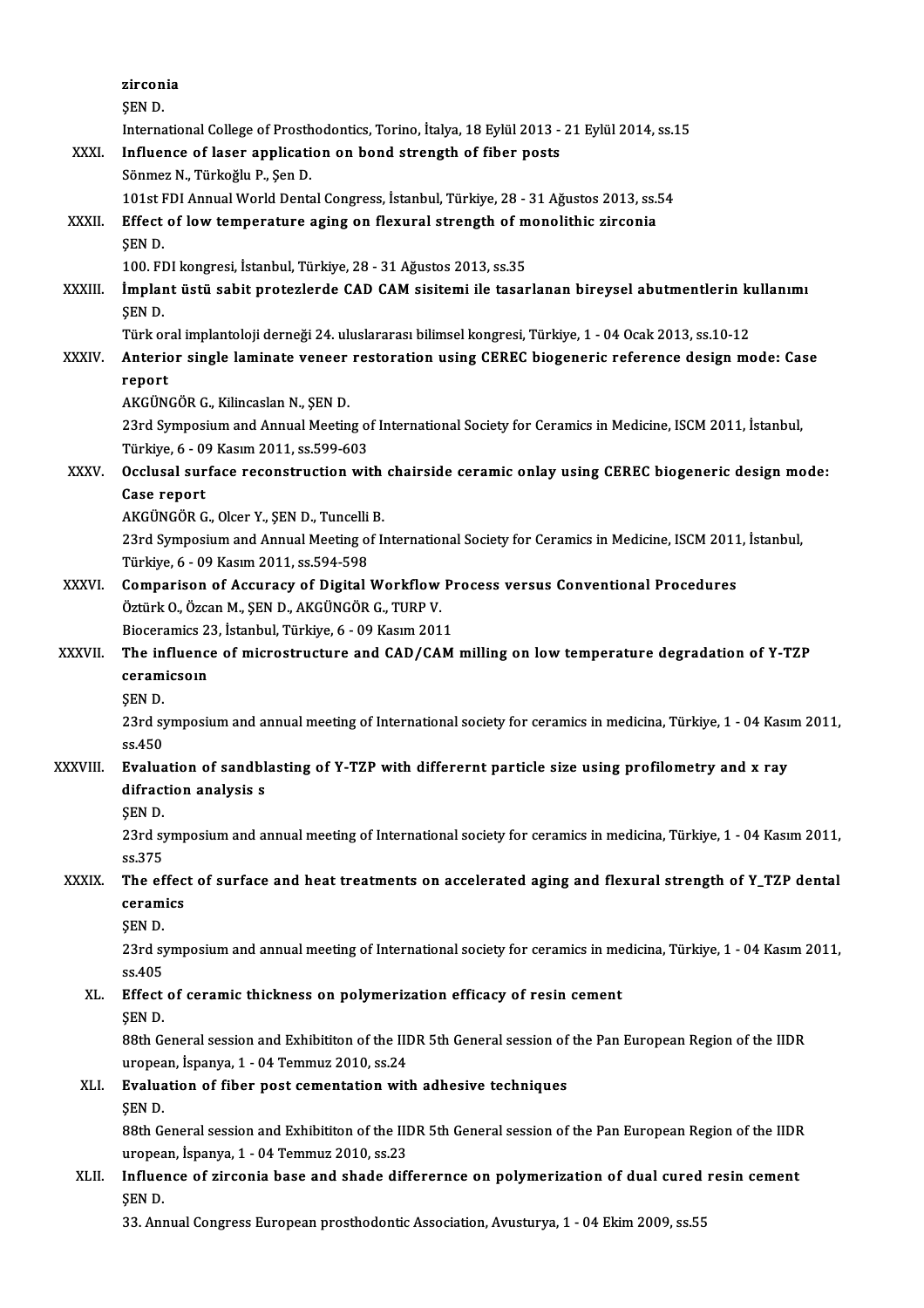zirconia
ŞEN D.
International College of Prosthodontics, Torino, İtalya, 18 Eylül 2013 - 21 Eylül 2014, ss.15

XXXI. **Influence of laser application on bond strength of fiber posts**
Sönmez N., Türkoğlu P., Şen D.
101st FDI Annual World Dental Congress, İstanbul, Türkiye, 28 - 31 Ağustos 2013, ss.54

XXXII. **Effect of low temperature aging on flexural strength of monolithic zirconia**
ŞEN D.
100. FDI kongresi, İstanbul, Türkiye, 28 - 31 Ağustos 2013, ss.35

XXXIII. **İmplant üstü sabit protezlerde CAD CAM sisitemi ile tasarlanan bireysel abutmentlerin kullanımı**
ŞEN D.
Türk oral implantoloji derneği 24. uluslararası bilimsel kongresi, Türkiye, 1 - 04 Ocak 2013, ss.10-12

XXXIV. **Anterior single laminate veneer restoration using CEREC biogeneric reference design mode: Case report**
AKGÜNGÖR G., Kilincaslan N., ŞEN D.
23rd Symposium and Annual Meeting of International Society for Ceramics in Medicine, ISCM 2011, İstanbul, Türkiye, 6 - 09 Kasım 2011, ss.599-603

XXXV. **Occlusal surface reconstruction with chairside ceramic onlay using CEREC biogeneric design mode: Case report**
AKGÜNGÖR G., Olcer Y., ŞEN D., Tuncelli B.
23rd Symposium and Annual Meeting of International Society for Ceramics in Medicine, ISCM 2011, İstanbul, Türkiye, 6 - 09 Kasım 2011, ss.594-598

XXXVI. **Comparison of Accuracy of Digital Workflow Process versus Conventional Procedures**
Öztürk O., Özcan M., ŞEN D., AKGÜNGÖR G., TURP V.
Bioceramics 23, İstanbul, Türkiye, 6 - 09 Kasım 2011

XXXVII. **The influence of microstructure and CAD/CAM milling on low temperature degradation of Y-TZP ceramicsoın**
ŞEN D.
23rd symposium and annual meeting of International society for ceramics in medicina, Türkiye, 1 - 04 Kasım 2011, ss.450

XXXVIII. **Evaluation of sandblasting of Y-TZP with differernt particle size using profilometry and x ray difraction analysis s**
ŞEN D.
23rd symposium and annual meeting of International society for ceramics in medicina, Türkiye, 1 - 04 Kasım 2011, ss.375

XXXIX. **The effect of surface and heat treatments on accelerated aging and flexural strength of Y_TZP dental ceramics**
ŞEN D.
23rd symposium and annual meeting of International society for ceramics in medicina, Türkiye, 1 - 04 Kasım 2011, ss.405

XL. **Effect of ceramic thickness on polymerization efficacy of resin cement**
ŞEN D.
88th General session and Exhibititon of the IIDR 5th General session of the Pan European Region of the IIDR uropean, İspanya, 1 - 04 Temmuz 2010, ss.24

XLI. **Evaluation of fiber post cementation with adhesive techniques**
ŞEN D.
88th General session and Exhibititon of the IIDR 5th General session of the Pan European Region of the IIDR uropean, İspanya, 1 - 04 Temmuz 2010, ss.23

XLII. **Influence of zirconia base and shade differernce on polymerization of dual cured resin cement**
ŞEN D.
33. Annual Congress European prosthodontic Association, Avusturya, 1 - 04 Ekim 2009, ss.55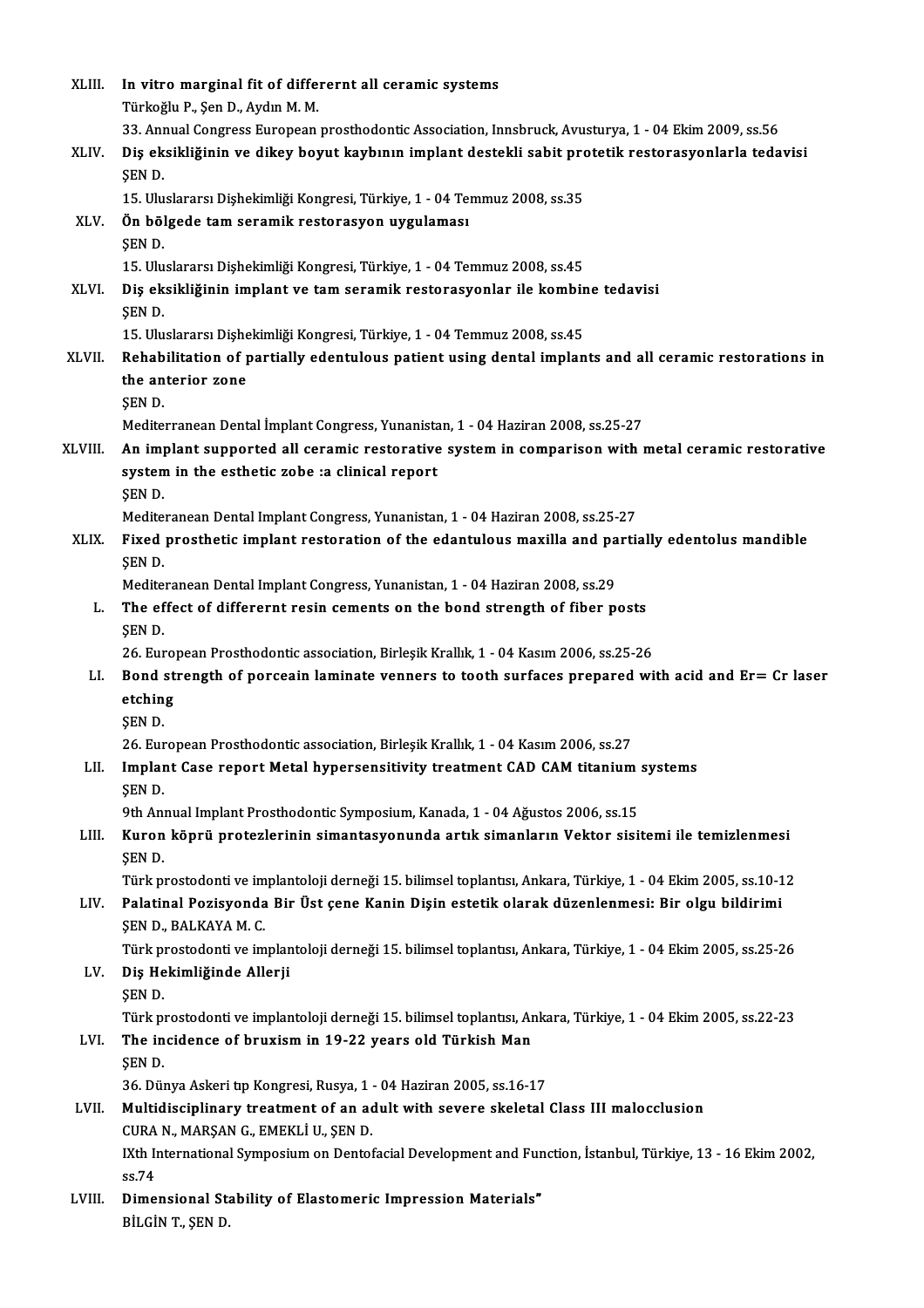XLIII. **In vitro marginal fit of differernt all ceramic systems**
Türkoğlu P., Şen D., Aydın M. M.
33. Annual Congress European prosthodontic Association, Innsbruck, Avusturya, 1 - 04 Ekim 2009, ss.56

XLIV. **Diş eksikliğinin ve dikey boyut kaybının implant destekli sabit protetik restorasyonlarla tedavisi**
ŞEN D.
15. Uluslararsı Dişhekimliği Kongresi, Türkiye, 1 - 04 Temmuz 2008, ss.35

XLV. **Ön bölgede tam seramik restorasyon uygulaması**
ŞEN D.
15. Uluslararsı Dişhekimliği Kongresi, Türkiye, 1 - 04 Temmuz 2008, ss.45

XLVI. **Diş eksikliğinin implant ve tam seramik restorasyonlar ile kombine tedavisi**
ŞEN D.
15. Uluslararsı Dişhekimliği Kongresi, Türkiye, 1 - 04 Temmuz 2008, ss.45

XLVII. **Rehabilitation of partially edentulous patient using dental implants and all ceramic restorations in the anterior zone**
ŞEN D.
Mediterranean Dental İmplant Congress, Yunanistan, 1 - 04 Haziran 2008, ss.25-27

XLVIII. **An implant supported all ceramic restorative system in comparison with metal ceramic restorative system in the esthetic zobe :a clinical report**
ŞEN D.
Mediteranean Dental Implant Congress, Yunanistan, 1 - 04 Haziran 2008, ss.25-27

XLIX. **Fixed prosthetic implant restoration of the edantulous maxilla and partially edentolus mandible**
ŞEN D.
Mediteranean Dental Implant Congress, Yunanistan, 1 - 04 Haziran 2008, ss.29

L. **The effect of differernt resin cements on the bond strength of fiber posts**
ŞEN D.
26. European Prosthodontic association, Birleşik Krallık, 1 - 04 Kasım 2006, ss.25-26

LI. **Bond strength of porceain laminate venners to tooth surfaces prepared with acid and Er= Cr laser etching**
ŞEN D.
26. European Prosthodontic association, Birleşik Krallık, 1 - 04 Kasım 2006, ss.27

LII. **Implant Case report Metal hypersensitivity treatment CAD CAM titanium systems**
ŞEN D.
9th Annual Implant Prosthodontic Symposium, Kanada, 1 - 04 Ağustos 2006, ss.15

LIII. **Kuron köprü protezlerinin simantasyonunda artık simanların Vektor sisitemi ile temizlenmesi**
ŞEN D.
Türk prostodonti ve implantoloji derneği 15. bilimsel toplantısı, Ankara, Türkiye, 1 - 04 Ekim 2005, ss.10-12

LIV. **Palatinal Pozisyonda Bir Üst çene Kanin Dişin estetik olarak düzenlenmesi: Bir olgu bildirimi**
ŞEN D., BALKAYA M. C.
Türk prostodonti ve implantoloji derneği 15. bilimsel toplantısı, Ankara, Türkiye, 1 - 04 Ekim 2005, ss.25-26

LV. **Diş Hekimliğinde Allerji**
ŞEN D.
Türk prostodonti ve implantoloji derneği 15. bilimsel toplantısı, Ankara, Türkiye, 1 - 04 Ekim 2005, ss.22-23

LVI. **The incidence of bruxism in 19-22 years old Türkish Man**
ŞEN D.
36. Dünya Askeri tıp Kongresi, Rusya, 1 - 04 Haziran 2005, ss.16-17

LVII. **Multidisciplinary treatment of an adult with severe skeletal Class III malocclusion**
CURA N., MARŞAN G., EMEKLİ U., ŞEN D.
IXth International Symposium on Dentofacial Development and Function, İstanbul, Türkiye, 13 - 16 Ekim 2002, ss.74

LVIII. **Dimensional Stability of Elastomeric Impression Materials"**
BİLGİN T., ŞEN D.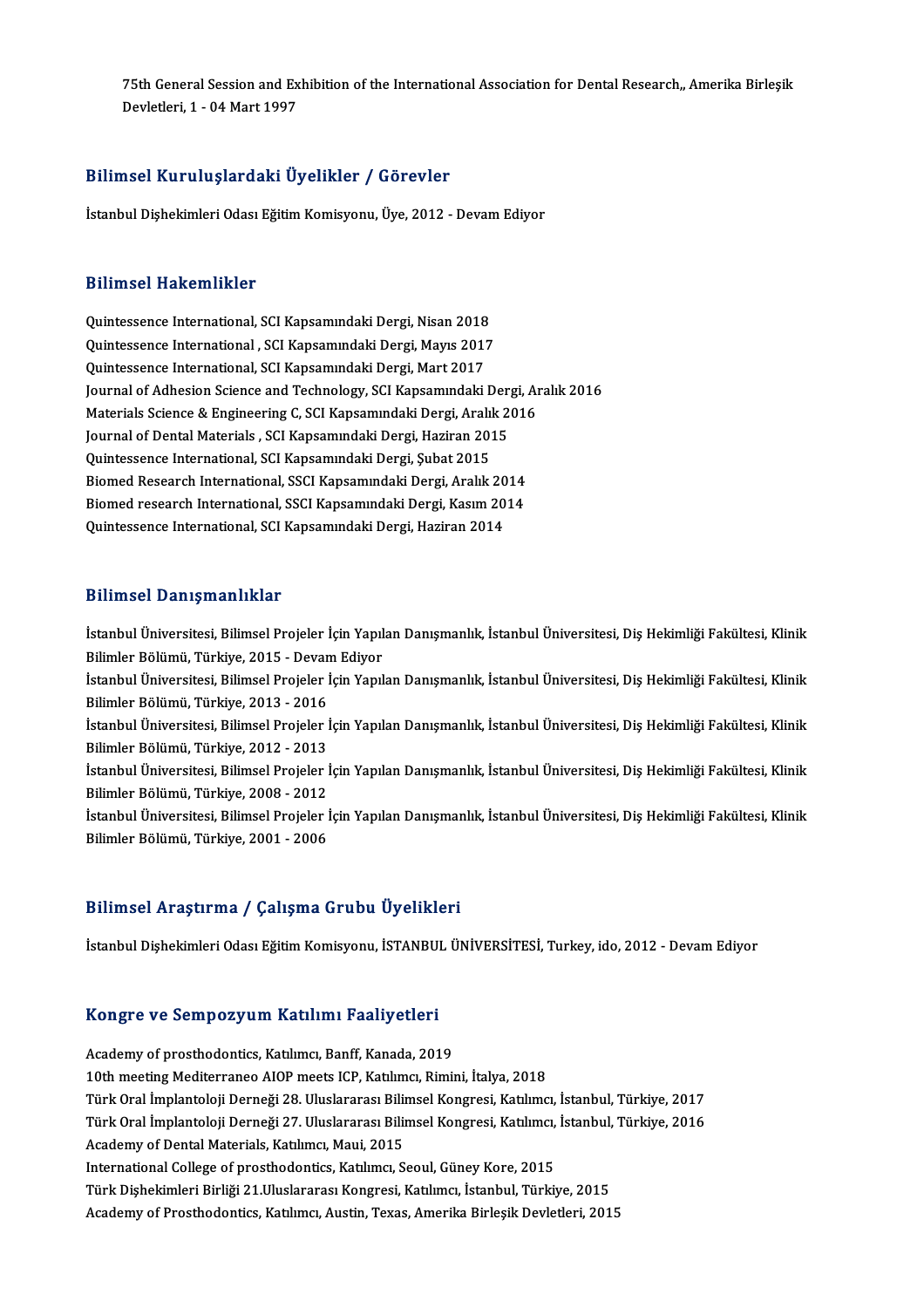75th General Session and Exhibition of the International Association for Dental Research,, Amerika Birleşik Devletleri, 1 - 04 Mart 1997

## Bilimsel Kuruluşlardaki Üyelikler / Görevler

İstanbul Dişhekimleri Odası Eğitim Komisyonu, Üye, 2012 - Devam Ediyor

## Bilimsel Hakemlikler

Quintessence International, SCI Kapsamındaki Dergi, Nisan 2018
Quintessence International , SCI Kapsamındaki Dergi, Mayıs 2017
Quintessence International, SCI Kapsamındaki Dergi, Mart 2017
Journal of Adhesion Science and Technology, SCI Kapsamındaki Dergi, Aralık 2016
Materials Science & Engineering C, SCI Kapsamındaki Dergi, Aralık 2016
Journal of Dental Materials , SCI Kapsamındaki Dergi, Haziran 2015
Quintessence International, SCI Kapsamındaki Dergi, Şubat 2015
Biomed Research International, SSCI Kapsamındaki Dergi, Aralık 2014
Biomed research International, SSCI Kapsamındaki Dergi, Kasım 2014
Quintessence International, SCI Kapsamındaki Dergi, Haziran 2014

## Bilimsel Danışmanlıklar

İstanbul Üniversitesi, Bilimsel Projeler İçin Yapılan Danışmanlık, İstanbul Üniversitesi, Diş Hekimliği Fakültesi, Klinik Bilimler Bölümü, Türkiye, 2015 - Devam Ediyor
İstanbul Üniversitesi, Bilimsel Projeler İçin Yapılan Danışmanlık, İstanbul Üniversitesi, Diş Hekimliği Fakültesi, Klinik Bilimler Bölümü, Türkiye, 2013 - 2016
İstanbul Üniversitesi, Bilimsel Projeler İçin Yapılan Danışmanlık, İstanbul Üniversitesi, Diş Hekimliği Fakültesi, Klinik Bilimler Bölümü, Türkiye, 2012 - 2013
İstanbul Üniversitesi, Bilimsel Projeler İçin Yapılan Danışmanlık, İstanbul Üniversitesi, Diş Hekimliği Fakültesi, Klinik Bilimler Bölümü, Türkiye, 2008 - 2012
İstanbul Üniversitesi, Bilimsel Projeler İçin Yapılan Danışmanlık, İstanbul Üniversitesi, Diş Hekimliği Fakültesi, Klinik Bilimler Bölümü, Türkiye, 2001 - 2006

## Bilimsel Araştırma / Çalışma Grubu Üyelikleri

İstanbul Dişhekimleri Odası Eğitim Komisyonu, İSTANBUL ÜNİVERSİTESİ, Turkey, ido, 2012 - Devam Ediyor

## Kongre ve Sempozyum Katılımı Faaliyetleri

Academy of prosthodontics, Katılımcı, Banff, Kanada, 2019
10th meeting Mediterraneo AIOP meets ICP, Katılımcı, Rimini, İtalya, 2018
Türk Oral İmplantoloji Derneği 28. Uluslararası Bilimsel Kongresi, Katılımcı, İstanbul, Türkiye, 2017
Türk Oral İmplantoloji Derneği 27. Uluslararası Bilimsel Kongresi, Katılımcı, İstanbul, Türkiye, 2016
Academy of Dental Materials, Katılımcı, Maui, 2015
International College of prosthodontics, Katılımcı, Seoul, Güney Kore, 2015
Türk Dişhekimleri Birliği 21.Uluslararası Kongresi, Katılımcı, İstanbul, Türkiye, 2015
Academy of Prosthodontics, Katılımcı, Austin, Texas, Amerika Birleşik Devletleri, 2015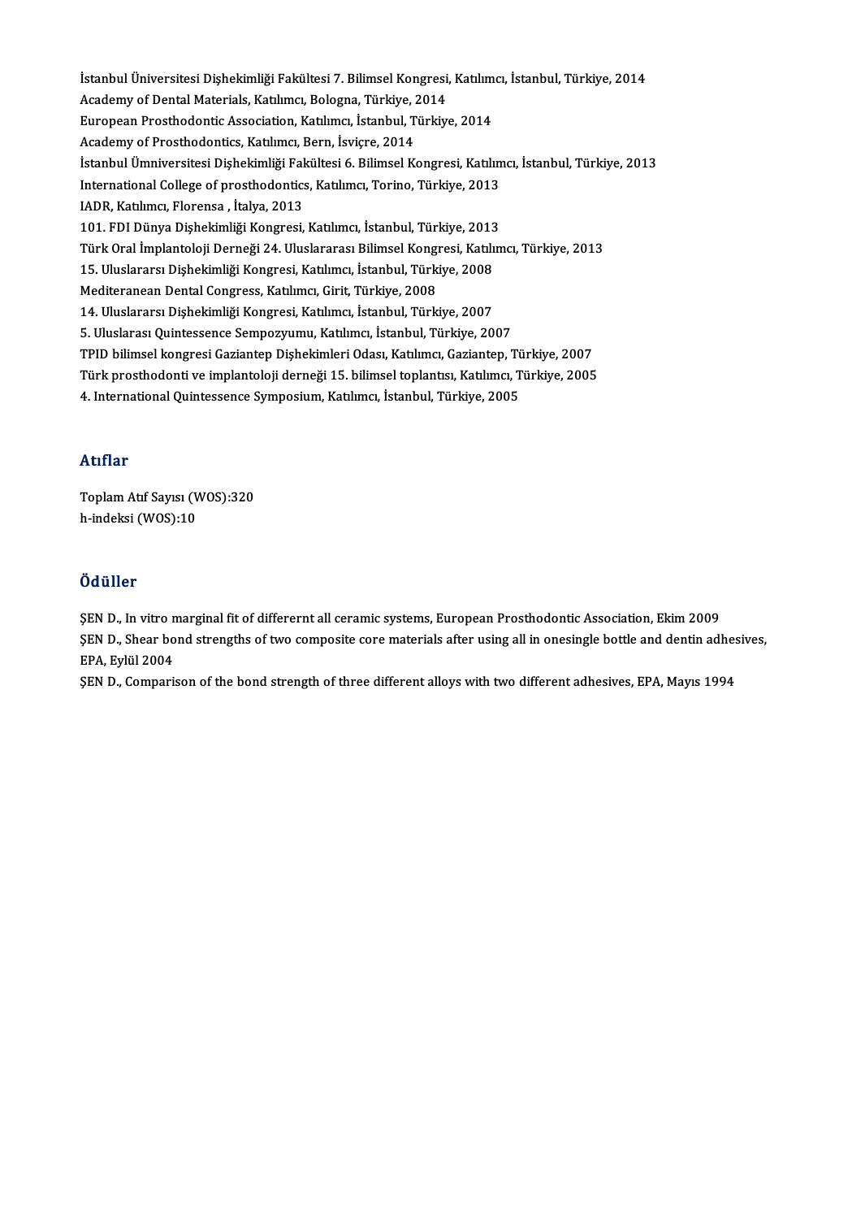İstanbul Üniversitesi Dişhekimliği Fakültesi 7. Bilimsel Kongresi, Katılımcı, İstanbul, Türkiye, 2014
Academy of Dental Materials, Katılımcı, Bologna, Türkiye, 2014
European Prosthodontic Association, Katılımcı, İstanbul, Türkiye, 2014
Academy of Prosthodontics, Katılımcı, Bern, İsviçre, 2014
İstanbul Ümniversitesi Dişhekimliği Fakültesi 6. Bilimsel Kongresi, Katılımcı, İstanbul, Türkiye, 2013
International College of prosthodontics, Katılımcı, Torino, Türkiye, 2013
IADR, Katılımcı, Florensa , İtalya, 2013
101. FDI Dünya Dişhekimliği Kongresi, Katılımcı, İstanbul, Türkiye, 2013
Türk Oral İmplantoloji Derneği 24. Uluslararası Bilimsel Kongresi, Katılımcı, Türkiye, 2013
15. Uluslararsı Dişhekimliği Kongresi, Katılımcı, İstanbul, Türkiye, 2008
Mediteranean Dental Congress, Katılımcı, Girit, Türkiye, 2008
14. Uluslararsı Dişhekimliği Kongresi, Katılımcı, İstanbul, Türkiye, 2007
5. Uluslarası Quintessence Sempozyumu, Katılımcı, İstanbul, Türkiye, 2007
TPID bilimsel kongresi Gaziantep Dişhekimleri Odası, Katılımcı, Gaziantep, Türkiye, 2007
Türk prosthodonti ve implantoloji derneği 15. bilimsel toplantısı, Katılımcı, Türkiye, 2005
4. International Quintessence Symposium, Katılımcı, İstanbul, Türkiye, 2005

## Atıflar

Toplam Atıf Sayısı (WOS):320
h-indeksi (WOS):10

## Ödüller

ŞEN D., In vitro marginal fit of differernt all ceramic systems, European Prosthodontic Association, Ekim 2009
ŞEN D., Shear bond strengths of two composite core materials after using all in onesingle bottle and dentin adhesives, EPA, Eylül 2004
ŞEN D., Comparison of the bond strength of three different alloys with two different adhesives, EPA, Mayıs 1994